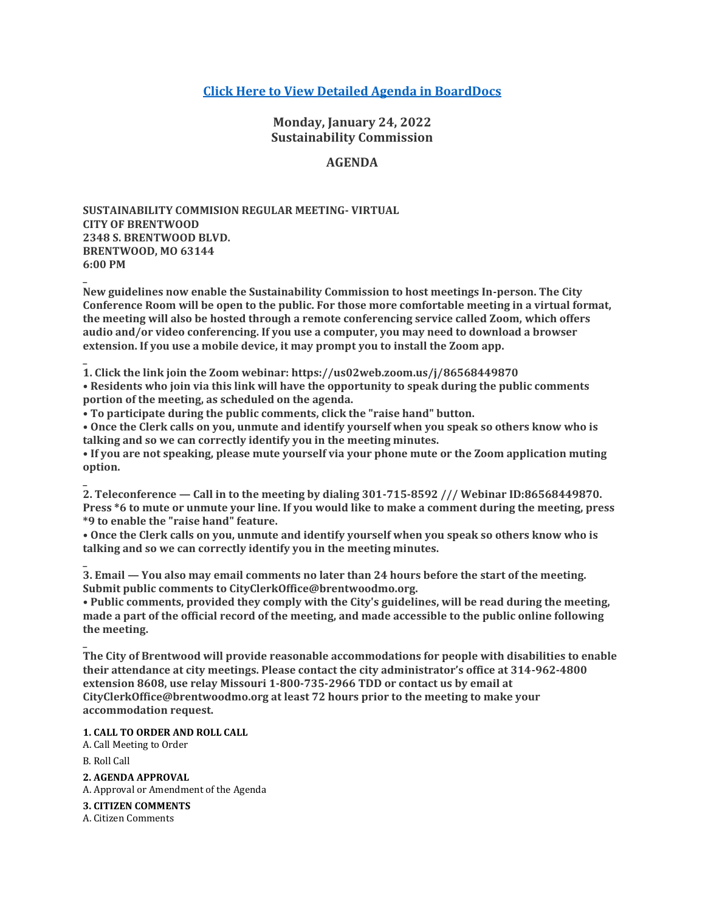**[Click Here to View Detailed Agenda in BoardDocs]**

## Monday, January 24, 2022
## Sustainability Commission

## AGENDA

**SUSTAINABILITY COMMISION REGULAR MEETING- VIRTUAL**
**CITY OF BRENTWOOD**
**2348 S. BRENTWOOD BLVD.**
**BRENTWOOD, MO 63144**
**6:00 PM**

_
**New guidelines now enable the Sustainability Commission to host meetings In-person. The City Conference Room will be open to the public. For those more comfortable meeting in a virtual format, the meeting will also be hosted through a remote conferencing service called Zoom, which offers audio and/or video conferencing. If you use a computer, you may need to download a browser extension. If you use a mobile device, it may prompt you to install the Zoom app.**

_
**1. Click the link join the Zoom webinar: https://us02web.zoom.us/j/86568449870**
**• Residents who join via this link will have the opportunity to speak during the public comments portion of the meeting, as scheduled on the agenda.**
**• To participate during the public comments, click the "raise hand" button.**
**• Once the Clerk calls on you, unmute and identify yourself when you speak so others know who is talking and so we can correctly identify you in the meeting minutes.**
**• If you are not speaking, please mute yourself via your phone mute or the Zoom application muting option.**

_
**2. Teleconference — Call in to the meeting by dialing 301-715-8592 /// Webinar ID:86568449870. Press *6 to mute or unmute your line. If you would like to make a comment during the meeting, press *9 to enable the "raise hand" feature.**
**• Once the Clerk calls on you, unmute and identify yourself when you speak so others know who is talking and so we can correctly identify you in the meeting minutes.**

_
**3. Email — You also may email comments no later than 24 hours before the start of the meeting. Submit public comments to CityClerkOffice@brentwoodmo.org.**
**• Public comments, provided they comply with the City's guidelines, will be read during the meeting, made a part of the official record of the meeting, and made accessible to the public online following the meeting.**

_
**The City of Brentwood will provide reasonable accommodations for people with disabilities to enable their attendance at city meetings. Please contact the city administrator's office at 314-962-4800 extension 8608, use relay Missouri 1-800-735-2966 TDD or contact us by email at CityClerkOffice@brentwoodmo.org at least 72 hours prior to the meeting to make your accommodation request.**

**1. CALL TO ORDER AND ROLL CALL**
A. Call Meeting to Order

B. Roll Call

**2. AGENDA APPROVAL**
A. Approval or Amendment of the Agenda

**3. CITIZEN COMMENTS**
A. Citizen Comments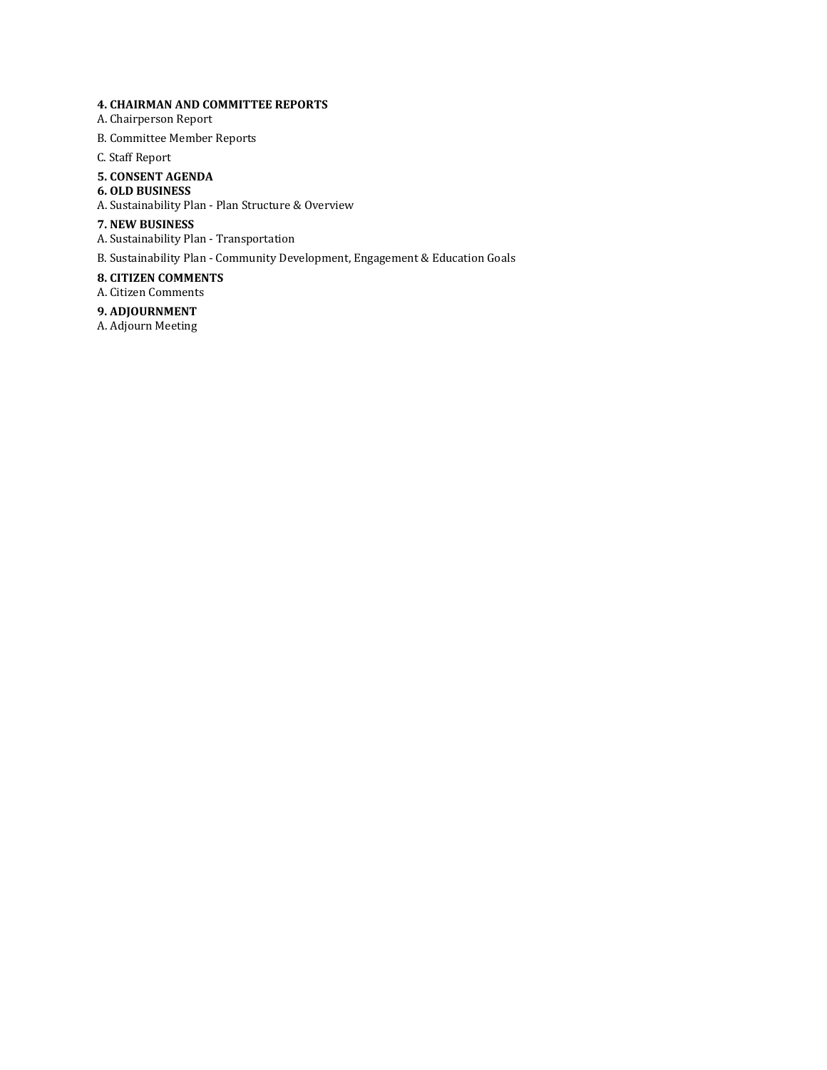**4. CHAIRMAN AND COMMITTEE REPORTS**

A. Chairperson Report

B. Committee Member Reports

C. Staff Report

**5. CONSENT AGENDA**

**6. OLD BUSINESS**

A. Sustainability Plan - Plan Structure & Overview

**7. NEW BUSINESS**

A. Sustainability Plan - Transportation

B. Sustainability Plan - Community Development, Engagement & Education Goals

**8. CITIZEN COMMENTS**

A. Citizen Comments

**9. ADJOURNMENT**

A. Adjourn Meeting